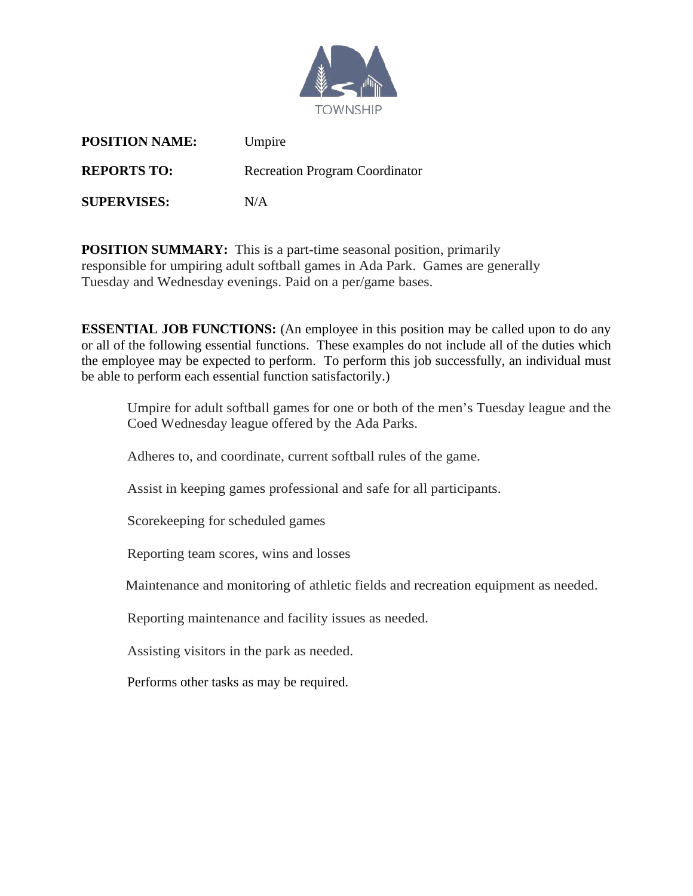TOWNSHIP

**POSITION NAME:** Umpire

**REPORTS TO:** Recreation Program Coordinator

**SUPERVISES:** N/A

**POSITION SUMMARY:** This is a part-time seasonal position, primarily responsible for umpiring adult softball games in Ada Park. Games are generally Tuesday and Wednesday evenings. Paid on a per/game bases.

**ESSENTIAL JOB FUNCTIONS:** (An employee in this position may be called upon to do any or all of the following essential functions. These examples do not include all of the duties which the employee may be expected to perform. To perform this job successfully, an individual must be able to perform each essential function satisfactorily.)

Umpire for adult softball games for one or both of the men's Tuesday league and the Coed Wednesday league offered by the Ada Parks.

Adheres to, and coordinate, current softball rules of the game.

Assist in keeping games professional and safe for all participants.

Scorekeeping for scheduled games

Reporting team scores, wins and losses

Maintenance and monitoring of athletic fields and recreation equipment as needed.

Reporting maintenance and facility issues as needed.

Assisting visitors in the park as needed.

Performs other tasks as may be required.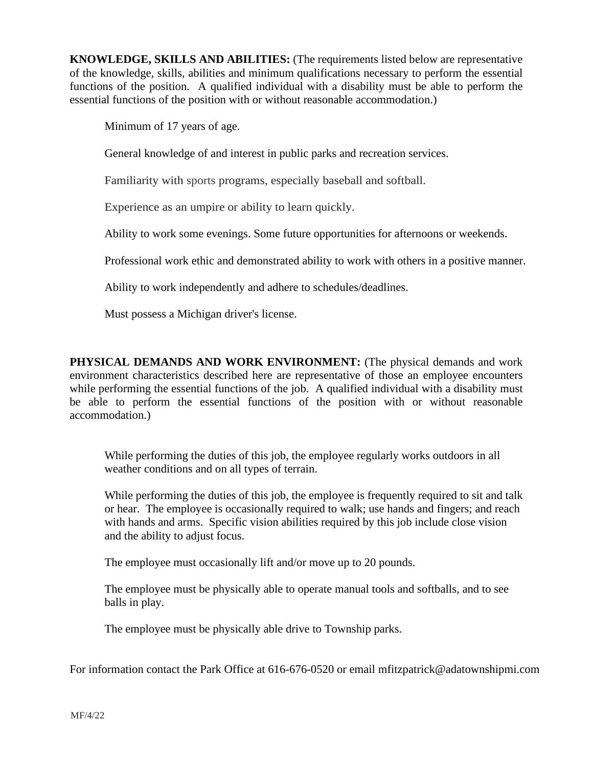**KNOWLEDGE, SKILLS AND ABILITIES:** (The requirements listed below are representative of the knowledge, skills, abilities and minimum qualifications necessary to perform the essential functions of the position. A qualified individual with a disability must be able to perform the essential functions of the position with or without reasonable accommodation.)

Minimum of 17 years of age.

General knowledge of and interest in public parks and recreation services.

Familiarity with sports programs, especially baseball and softball.

Experience as an umpire or ability to learn quickly.

Ability to work some evenings. Some future opportunities for afternoons or weekends.

Professional work ethic and demonstrated ability to work with others in a positive manner.

Ability to work independently and adhere to schedules/deadlines.

Must possess a Michigan driver's license.

**PHYSICAL DEMANDS AND WORK ENVIRONMENT:** (The physical demands and work environment characteristics described here are representative of those an employee encounters while performing the essential functions of the job. A qualified individual with a disability must be able to perform the essential functions of the position with or without reasonable accommodation.)

While performing the duties of this job, the employee regularly works outdoors in all weather conditions and on all types of terrain.

While performing the duties of this job, the employee is frequently required to sit and talk or hear. The employee is occasionally required to walk; use hands and fingers; and reach with hands and arms. Specific vision abilities required by this job include close vision and the ability to adjust focus.

The employee must occasionally lift and/or move up to 20 pounds.

The employee must be physically able to operate manual tools and softballs, and to see balls in play.

The employee must be physically able drive to Township parks.

For information contact the Park Office at 616-676-0520 or email mfitzpatrick@adatownshipmi.com

MF/4/22